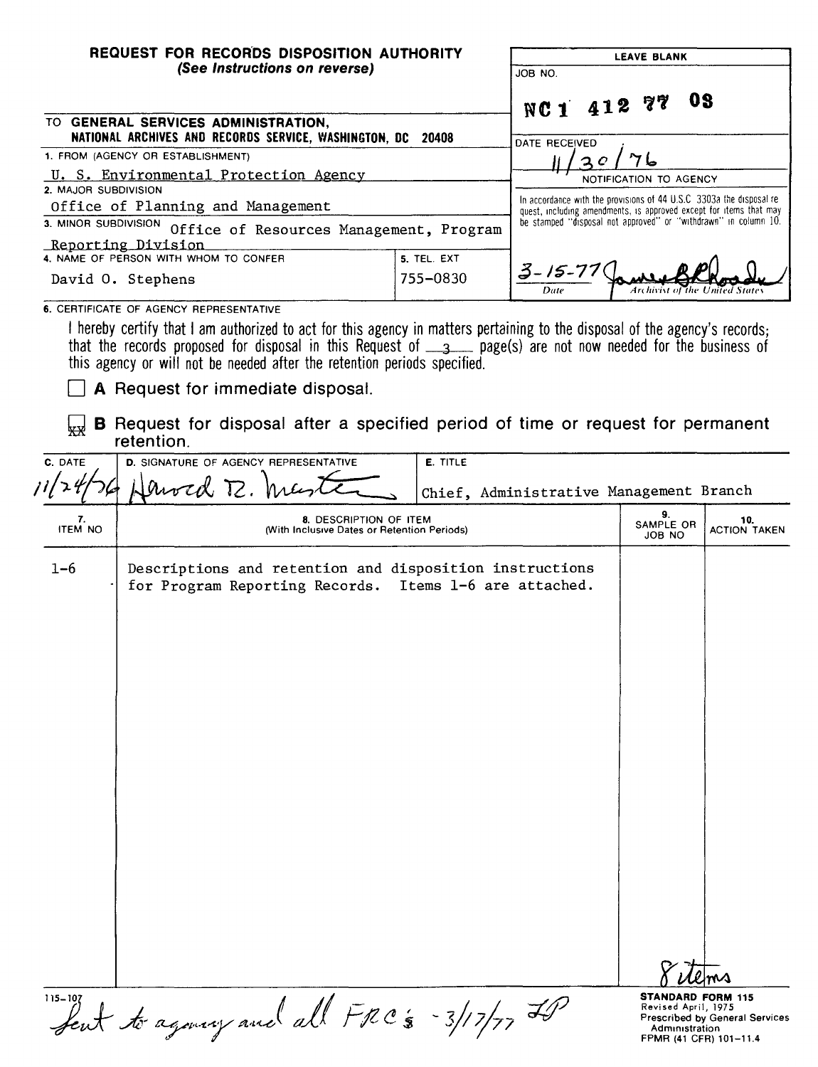**REQUEST FOR RECORDS DISPOSITION AUTHORITY**
*(See Instructions on reverse)*

| LEAVE BLANK |
|---|
| JOB NO. NC 1 412 77 08 |
| DATE RECEIVED 11/30/76 |
| NOTIFICATION TO AGENCY |
| In accordance with the provisions of 44 U.S.C 3303a the disposal request, including amendments, is approved except for items that may be stamped "disposal not approved" or "withdrawn" in column 10. |
| 3-15-77 James B Rhoads — Date / Archivist of the United States |

TO **GENERAL SERVICES ADMINISTRATION, NATIONAL ARCHIVES AND RECORDS SERVICE, WASHINGTON, DC 20408**

1. FROM (AGENCY OR ESTABLISHMENT)
U. S. Environmental Protection Agency

2. MAJOR SUBDIVISION
Office of Planning and Management

3. MINOR SUBDIVISION
Office of Resources Management, Program Reporting Division

4. NAME OF PERSON WITH WHOM TO CONFER
David O. Stephens

5. TEL. EXT
755-0830

6. CERTIFICATE OF AGENCY REPRESENTATIVE

I hereby certify that I am authorized to act for this agency in matters pertaining to the disposal of the agency's records; that the records proposed for disposal in this Request of 3 page(s) are not now needed for the business of this agency or will not be needed after the retention periods specified.

☐ **A** Request for immediate disposal.

☒ **B** Request for disposal after a specified period of time or request for permanent retention.

| C. DATE | D. SIGNATURE OF AGENCY REPRESENTATIVE | E. TITLE |
|---|---|---|
| 11/24/76 | Harold R. Master | Chief, Administrative Management Branch |

| 7. ITEM NO | 8. DESCRIPTION OF ITEM (With Inclusive Dates or Retention Periods) | 9. SAMPLE OR JOB NO | 10. ACTION TAKEN |
|---|---|---|---|
| 1-6 | Descriptions and retention and disposition instructions for Program Reporting Records. Items 1-6 are attached. | | |
| | | | 8 items |

115-107

Sent to agency and all FRC's - 3/17/77 LP

**STANDARD FORM 115**
Revised April, 1975
Prescribed by General Services Administration
FPMR (41 CFR) 101-11.4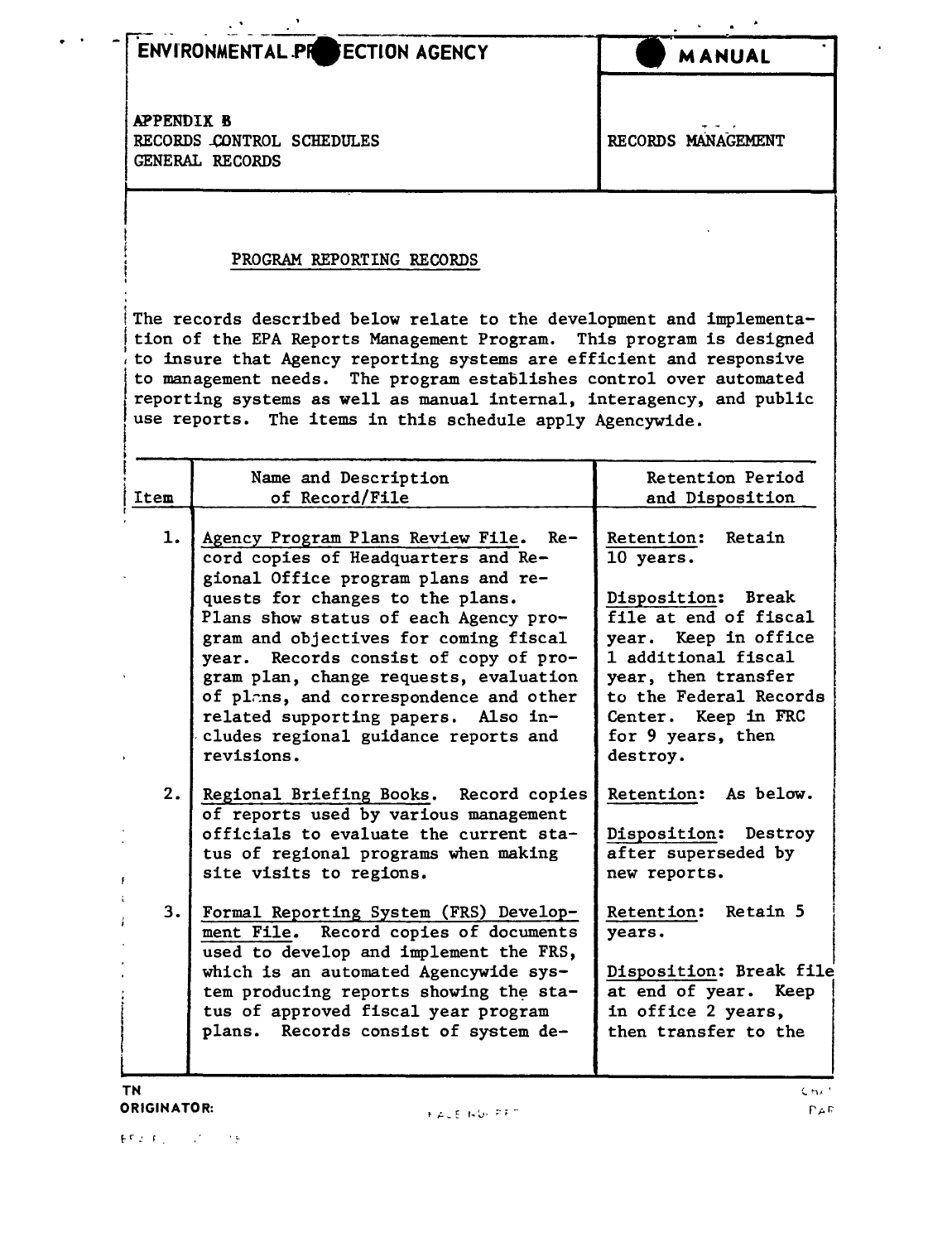ENVIRONMENTAL PROTECTION AGENCY — MANUAL

APPENDIX B
RECORDS CONTROL SCHEDULES
GENERAL RECORDS

RECORDS MANAGEMENT

## PROGRAM REPORTING RECORDS

The records described below relate to the development and implementation of the EPA Reports Management Program. This program is designed to insure that Agency reporting systems are efficient and responsive to management needs. The program establishes control over automated reporting systems as well as manual internal, interagency, and public use reports. The items in this schedule apply Agencywide.

| Item | Name and Description of Record/File | Retention Period and Disposition |
|---|---|---|
| 1. | Agency Program Plans Review File. Record copies of Headquarters and Regional Office program plans and requests for changes to the plans. Plans show status of each Agency program and objectives for coming fiscal year. Records consist of copy of program plan, change requests, evaluation of plans, and correspondence and other related supporting papers. Also includes regional guidance reports and revisions. | Retention: Retain 10 years.<br><br>Disposition: Break file at end of fiscal year. Keep in office 1 additional fiscal year, then transfer to the Federal Records Center. Keep in FRC for 9 years, then destroy. |
| 2. | Regional Briefing Books. Record copies of reports used by various management officials to evaluate the current status of regional programs when making site visits to regions. | Retention: As below.<br><br>Disposition: Destroy after superseded by new reports. |
| 3. | Formal Reporting System (FRS) Development File. Record copies of documents used to develop and implement the FRS, which is an automated Agencywide system producing reports showing the status of approved fiscal year program plans. Records consist of system de- | Retention: Retain 5 years.<br><br>Disposition: Break file at end of year. Keep in office 2 years, then transfer to the |

TN
ORIGINATOR: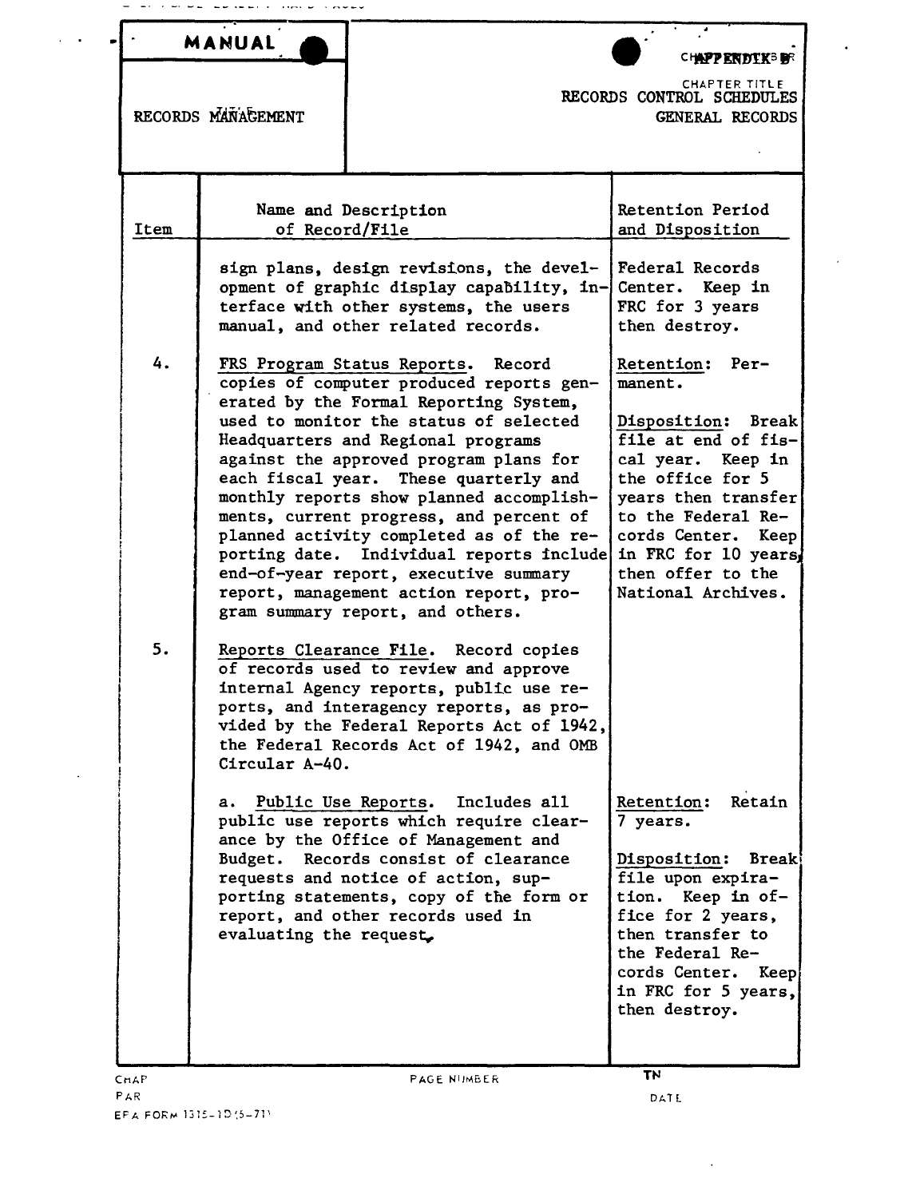| MANUAL | | APPENDIX B |
|---|---|---|
| RECORDS MANAGEMENT | | CHAPTER TITLE<br>RECORDS CONTROL SCHEDULES<br>GENERAL RECORDS |

| Item | Name and Description of Record/File | Retention Period and Disposition |
|---|---|---|
| | sign plans, design revisions, the development of graphic display capability, interface with other systems, the users manual, and other related records. | Federal Records Center. Keep in FRC for 3 years then destroy. |
| 4. | FRS Program Status Reports. Record copies of computer produced reports generated by the Formal Reporting System, used to monitor the status of selected Headquarters and Regional programs against the approved program plans for each fiscal year. These quarterly and monthly reports show planned accomplishments, current progress, and percent of planned activity completed as of the reporting date. Individual reports include end-of-year report, executive summary report, management action report, program summary report, and others. | Retention: Permanent.<br><br>Disposition: Break file at end of fiscal year. Keep in the office for 5 years then transfer to the Federal Records Center. Keep in FRC for 10 years, then offer to the National Archives. |
| 5. | Reports Clearance File. Record copies of records used to review and approve internal Agency reports, public use reports, and interagency reports, as provided by the Federal Reports Act of 1942, the Federal Records Act of 1942, and OMB Circular A-40. | |
| | a. Public Use Reports. Includes all public use reports which require clearance by the Office of Management and Budget. Records consist of clearance requests and notice of action, supporting statements, copy of the form or report, and other records used in evaluating the request. | Retention: Retain 7 years.<br><br>Disposition: Break file upon expiration. Keep in office for 2 years, then transfer to the Federal Records Center. Keep in FRC for 5 years, then destroy. |

EPA FORM 1315-1D (5-71)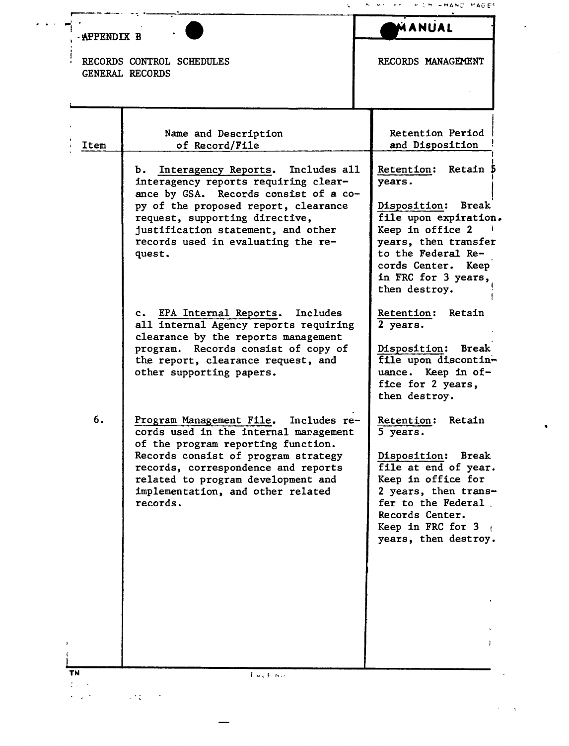APPENDIX B

RECORDS CONTROL SCHEDULES
GENERAL RECORDS

**MANUAL**

RECORDS MANAGEMENT

| Item | Name and Description of Record/File | Retention Period and Disposition |
|---|---|---|
| | b. Interagency Reports. Includes all interagency reports requiring clearance by GSA. Records consist of a copy of the proposed report, clearance request, supporting directive, justification statement, and other records used in evaluating the request. | Retention: Retain 5 years. Disposition: Break file upon expiration. Keep in office 2 years, then transfer to the Federal Records Center. Keep in FRC for 3 years, then destroy. |
| | c. EPA Internal Reports. Includes all internal Agency reports requiring clearance by the reports management program. Records consist of copy of the report, clearance request, and other supporting papers. | Retention: Retain 2 years. Disposition: Break file upon discontinuance. Keep in office for 2 years, then destroy. |
| 6. | Program Management File. Includes records used in the internal management of the program reporting function. Records consist of program strategy records, correspondence and reports related to program development and implementation, and other related records. | Retention: Retain 5 years. Disposition: Break file at end of year. Keep in office for 2 years, then transfer to the Federal Records Center. Keep in FRC for 3 years, then destroy. |